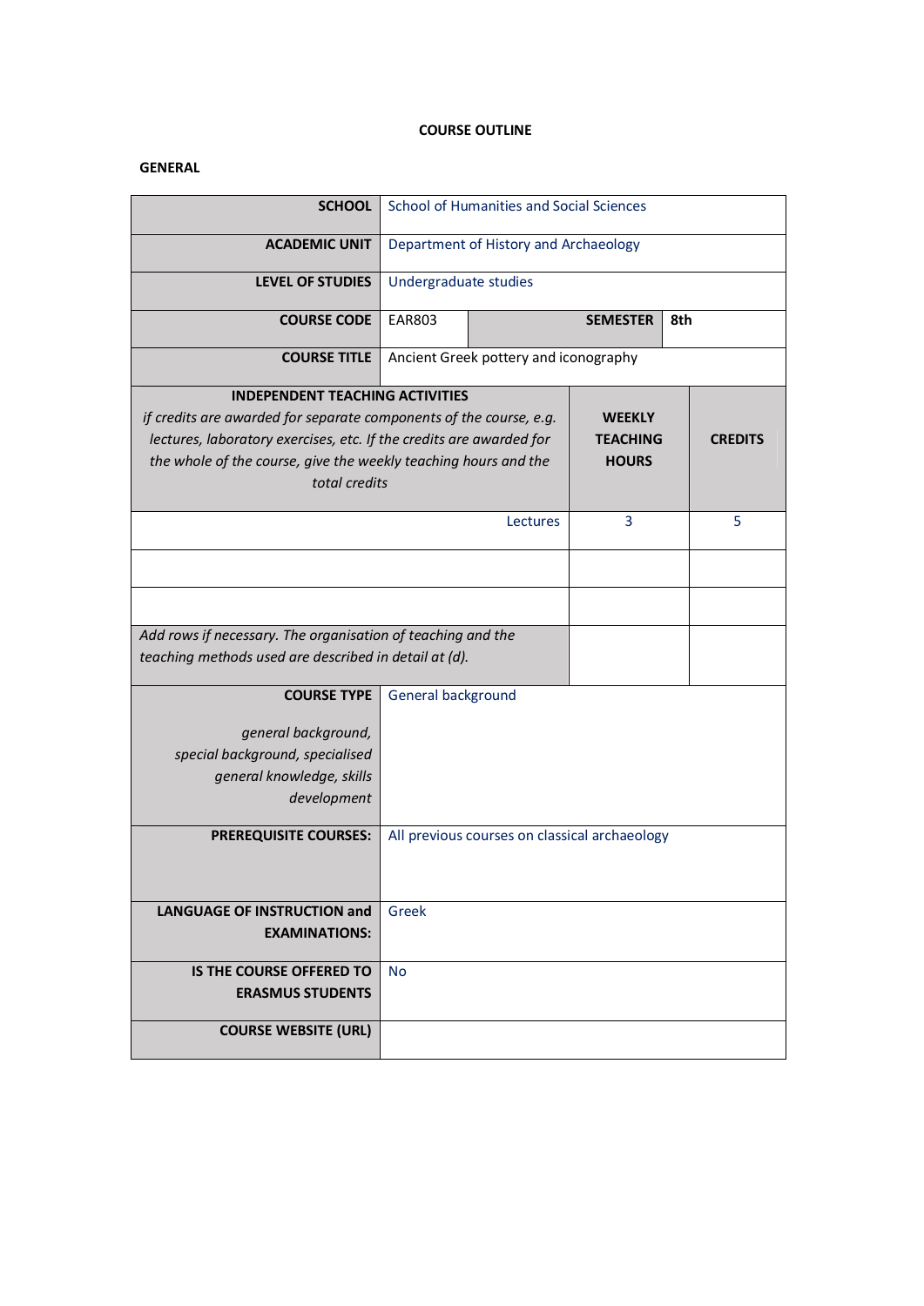# COURSE OUTLINE

## GENERAL

| | | | | |
|---|---|---|---|---|
| **SCHOOL** | School of Humanities and Social Sciences | | | |
| **ACADEMIC UNIT** | Department of History and Archaeology | | | |
| **LEVEL OF STUDIES** | Undergraduate studies | | | |
| **COURSE CODE** | EAR803 | | **SEMESTER** | 8th |
| **COURSE TITLE** | Ancient Greek pottery and iconography | | | |

| **INDEPENDENT TEACHING ACTIVITIES** *if credits are awarded for separate components of the course, e.g. lectures, laboratory exercises, etc. If the credits are awarded for the whole of the course, give the weekly teaching hours and the total credits* | **WEEKLY TEACHING HOURS** | **CREDITS** |
|---|---|---|
| Lectures | 3 | 5 |
| | | |
| | | |
| *Add rows if necessary. The organisation of teaching and the teaching methods used are described in detail at (d).* | | |

| | |
|---|---|
| **COURSE TYPE** *general background, special background, specialised general knowledge, skills development* | General background |
| **PREREQUISITE COURSES:** | All previous courses on classical archaeology |
| **LANGUAGE OF INSTRUCTION and EXAMINATIONS:** | Greek |
| **IS THE COURSE OFFERED TO ERASMUS STUDENTS** | No |
| **COURSE WEBSITE (URL)** | |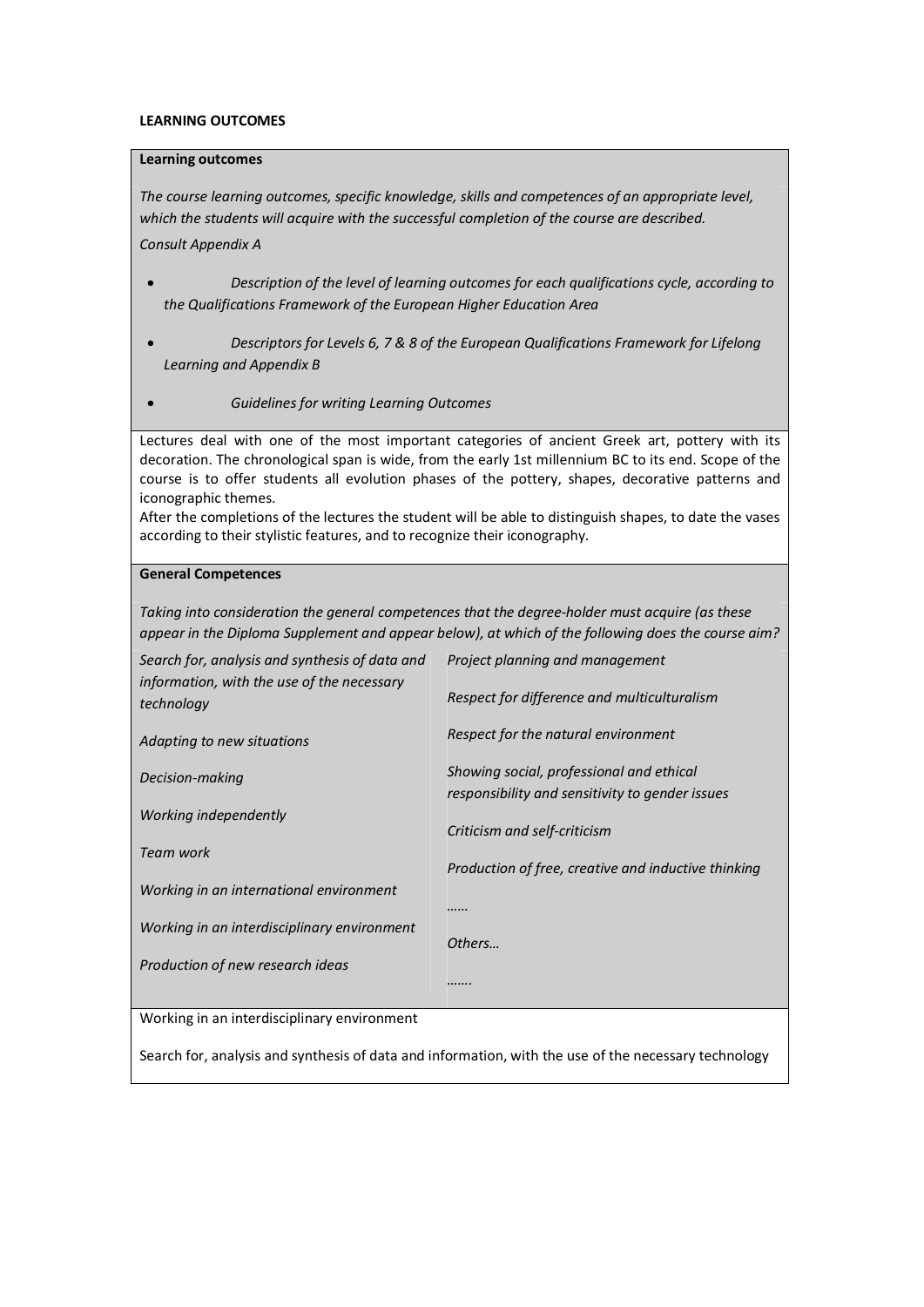**LEARNING OUTCOMES**

**Learning outcomes**

*The course learning outcomes, specific knowledge, skills and competences of an appropriate level, which the students will acquire with the successful completion of the course are described.*

*Consult Appendix A*

- *Description of the level of learning outcomes for each qualifications cycle, according to the Qualifications Framework of the European Higher Education Area*
- *Descriptors for Levels 6, 7 & 8 of the European Qualifications Framework for Lifelong Learning and Appendix B*
- *Guidelines for writing Learning Outcomes*

Lectures deal with one of the most important categories of ancient Greek art, pottery with its decoration. The chronological span is wide, from the early 1st millennium BC to its end. Scope of the course is to offer students all evolution phases of the pottery, shapes, decorative patterns and iconographic themes.

After the completions of the lectures the student will be able to distinguish shapes, to date the vases according to their stylistic features, and to recognize their iconography.

**General Competences**

*Taking into consideration the general competences that the degree-holder must acquire (as these appear in the Diploma Supplement and appear below), at which of the following does the course aim?*

| | |
|---|---|
| *Search for, analysis and synthesis of data and information, with the use of the necessary technology* | *Project planning and management* |
| *Adapting to new situations* | *Respect for difference and multiculturalism* |
| *Decision-making* | *Respect for the natural environment* |
| *Working independently* | *Showing social, professional and ethical responsibility and sensitivity to gender issues* |
| *Team work* | *Criticism and self-criticism* |
| *Working in an international environment* | *Production of free, creative and inductive thinking* |
| *Working in an interdisciplinary environment* | *……* |
| *Production of new research ideas* | *Others…* |
| | *…….* |

Working in an interdisciplinary environment

Search for, analysis and synthesis of data and information, with the use of the necessary technology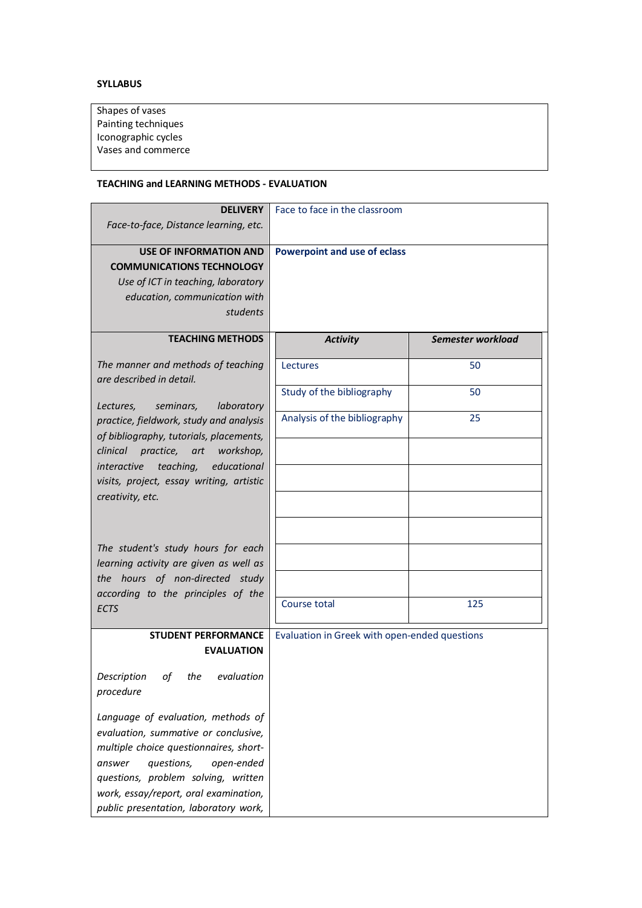**SYLLABUS**

| Shapes of vases<br>Painting techniques<br>Iconographic cycles<br>Vases and commerce |
|---|

**TEACHING and LEARNING METHODS - EVALUATION**

| | | |
|---|---|---|
| **DELIVERY**<br>*Face-to-face, Distance learning, etc.* | Face to face in the classroom | |
| **USE OF INFORMATION AND COMMUNICATIONS TECHNOLOGY**<br>*Use of ICT in teaching, laboratory education, communication with students* | **Powerpoint and use of eclass** | |
| **TEACHING METHODS**<br>*The manner and methods of teaching are described in detail.*<br>*Lectures, seminars, laboratory practice, fieldwork, study and analysis of bibliography, tutorials, placements, clinical practice, art workshop, interactive teaching, educational visits, project, essay writing, artistic creativity, etc.*<br>*The student's study hours for each learning activity are given as well as the hours of non-directed study according to the principles of the ECTS* | ***Activity*** | ***Semester workload*** |
| | Lectures | 50 |
| | Study of the bibliography | 50 |
| | Analysis of the bibliography | 25 |
| | | |
| | | |
| | | |
| | | |
| | | |
| | | |
| | Course total | 125 |
| **STUDENT PERFORMANCE EVALUATION**<br>*Description of the evaluation procedure*<br>*Language of evaluation, methods of evaluation, summative or conclusive, multiple choice questionnaires, short-answer questions, open-ended questions, problem solving, written work, essay/report, oral examination, public presentation, laboratory work,* | Evaluation in Greek with open-ended questions | |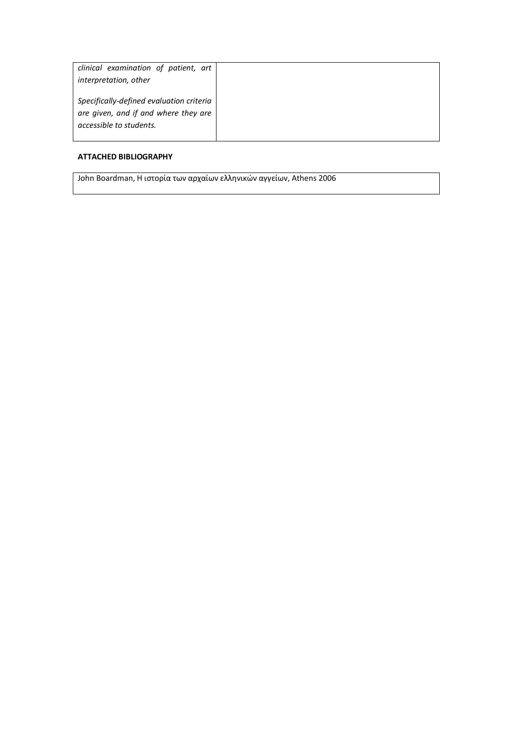| | |
|---|---|
| *clinical examination of patient, art interpretation, other*<br><br>*Specifically-defined evaluation criteria are given, and if and where they are accessible to students.* | |

**ATTACHED BIBLIOGRAPHY**

| |
|---|
| John Boardman, Η ιστορία των αρχαίων ελληνικών αγγείων, Athens 2006 |